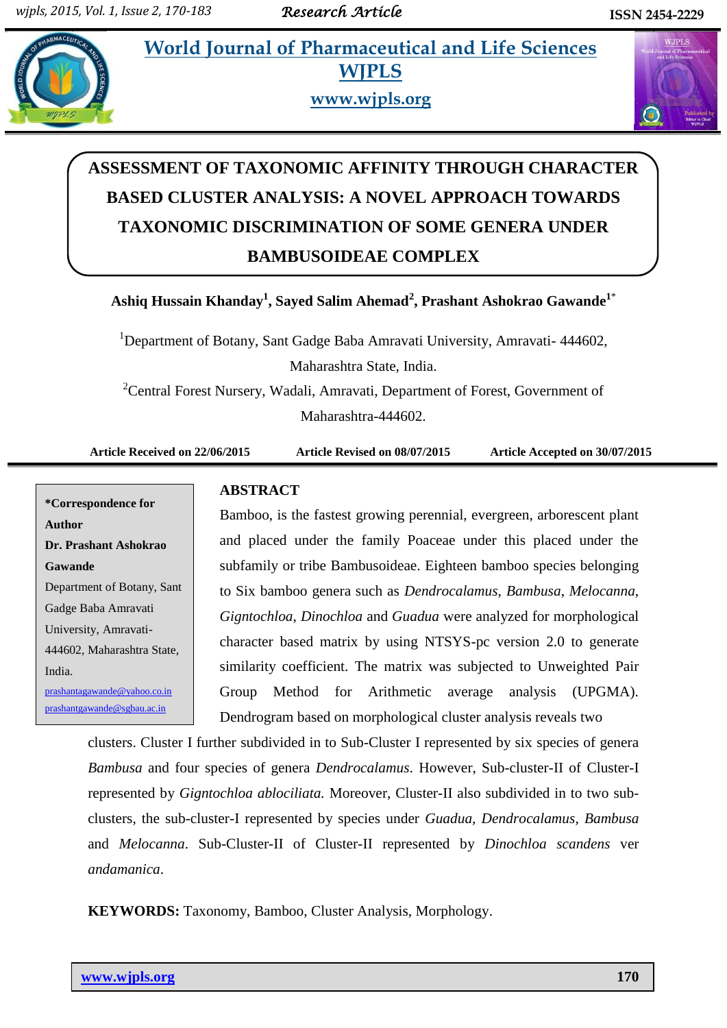# World Journal of Pharmaceutical and Life Sciences
## WJPLS
**www.wjpls.org**

# ASSESSMENT OF TAXONOMIC AFFINITY THROUGH CHARACTER BASED CLUSTER ANALYSIS: A NOVEL APPROACH TOWARDS TAXONOMIC DISCRIMINATION OF SOME GENERA UNDER BAMBUSOIDEAE COMPLEX

**Ashiq Hussain Khanday[1], Sayed Salim Ahemad[2], Prashant Ashokrao Gawande[1*]**

[1]Department of Botany, Sant Gadge Baba Amravati University, Amravati- 444602, Maharashtra State, India.

[2]Central Forest Nursery, Wadali, Amravati, Department of Forest, Government of Maharashtra-444602.

**Article Received on 22/06/2015 Article Revised on 08/07/2015 Article Accepted on 30/07/2015**

**\*Correspondence for Author**
**Dr. Prashant Ashokrao Gawande**
Department of Botany, Sant Gadge Baba Amravati University, Amravati-444602, Maharashtra State, India.
prashantagawande@yahoo.co.in
prashantgawande@sgbau.ac.in

## ABSTRACT

Bamboo, is the fastest growing perennial, evergreen, arborescent plant and placed under the family Poaceae under this placed under the subfamily or tribe Bambusoideae. Eighteen bamboo species belonging to Six bamboo genera such as *Dendrocalamus*, *Bambusa*, *Melocanna*, *Gigntochloa*, *Dinochloa* and *Guadua* were analyzed for morphological character based matrix by using NTSYS-pc version 2.0 to generate similarity coefficient. The matrix was subjected to Unweighted Pair Group Method for Arithmetic average analysis (UPGMA). Dendrogram based on morphological cluster analysis reveals two clusters. Cluster I further subdivided in to Sub-Cluster I represented by six species of genera *Bambusa* and four species of genera *Dendrocalamus*. However, Sub-cluster-II of Cluster-I represented by *Gigntochloa ablociliata.* Moreover, Cluster-II also subdivided in to two sub-clusters, the sub-cluster-I represented by species under *Guadua*, *Dendrocalamus*, *Bambusa* and *Melocanna*. Sub-Cluster-II of Cluster-II represented by *Dinochloa scandens* ver *andamanica*.

**KEYWORDS:** Taxonomy, Bamboo, Cluster Analysis, Morphology.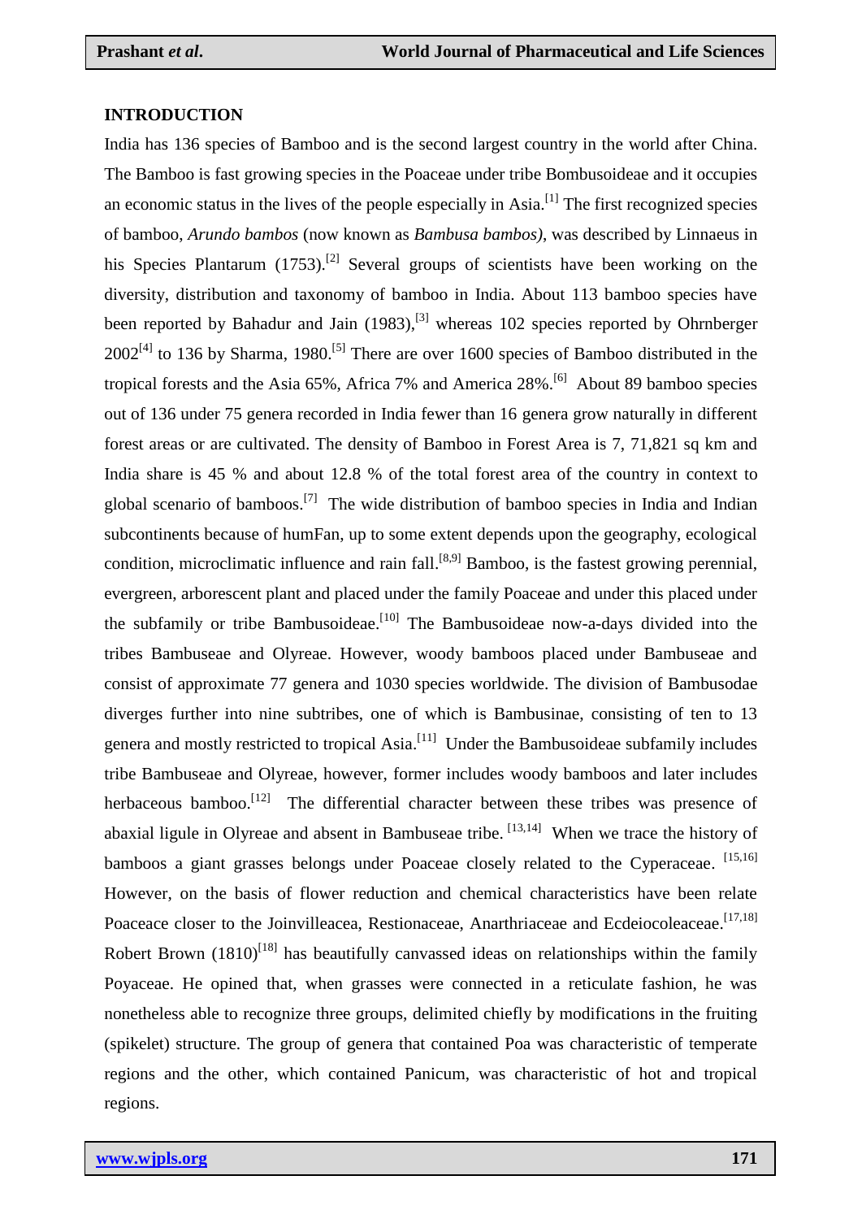## INTRODUCTION

India has 136 species of Bamboo and is the second largest country in the world after China. The Bamboo is fast growing species in the Poaceae under tribe Bombusoideae and it occupies an economic status in the lives of the people especially in Asia.[1] The first recognized species of bamboo, *Arundo bambos* (now known as *Bambusa bambos)*, was described by Linnaeus in his Species Plantarum (1753).[2] Several groups of scientists have been working on the diversity, distribution and taxonomy of bamboo in India. About 113 bamboo species have been reported by Bahadur and Jain (1983),[3] whereas 102 species reported by Ohrnberger 2002[4] to 136 by Sharma, 1980.[5] There are over 1600 species of Bamboo distributed in the tropical forests and the Asia 65%, Africa 7% and America 28%.[6] About 89 bamboo species out of 136 under 75 genera recorded in India fewer than 16 genera grow naturally in different forest areas or are cultivated. The density of Bamboo in Forest Area is 7, 71,821 sq km and India share is 45 % and about 12.8 % of the total forest area of the country in context to global scenario of bamboos.[7] The wide distribution of bamboo species in India and Indian subcontinents because of humFan, up to some extent depends upon the geography, ecological condition, microclimatic influence and rain fall.[8,9] Bamboo, is the fastest growing perennial, evergreen, arborescent plant and placed under the family Poaceae and under this placed under the subfamily or tribe Bambusoideae.[10] The Bambusoideae now-a-days divided into the tribes Bambuseae and Olyreae. However, woody bamboos placed under Bambuseae and consist of approximate 77 genera and 1030 species worldwide. The division of Bambusodae diverges further into nine subtribes, one of which is Bambusinae, consisting of ten to 13 genera and mostly restricted to tropical Asia.[11] Under the Bambusoideae subfamily includes tribe Bambuseae and Olyreae, however, former includes woody bamboos and later includes herbaceous bamboo.[12] The differential character between these tribes was presence of abaxial ligule in Olyreae and absent in Bambuseae tribe. [13,14] When we trace the history of bamboos a giant grasses belongs under Poaceae closely related to the Cyperaceae. [15,16] However, on the basis of flower reduction and chemical characteristics have been relate Poaceace closer to the Joinvilleacea, Restionaceae, Anarthriaceae and Ecdeiocoleaceae.[17,18] Robert Brown (1810)[18] has beautifully canvassed ideas on relationships within the family Poyaceae. He opined that, when grasses were connected in a reticulate fashion, he was nonetheless able to recognize three groups, delimited chiefly by modifications in the fruiting (spikelet) structure. The group of genera that contained Poa was characteristic of temperate regions and the other, which contained Panicum, was characteristic of hot and tropical regions.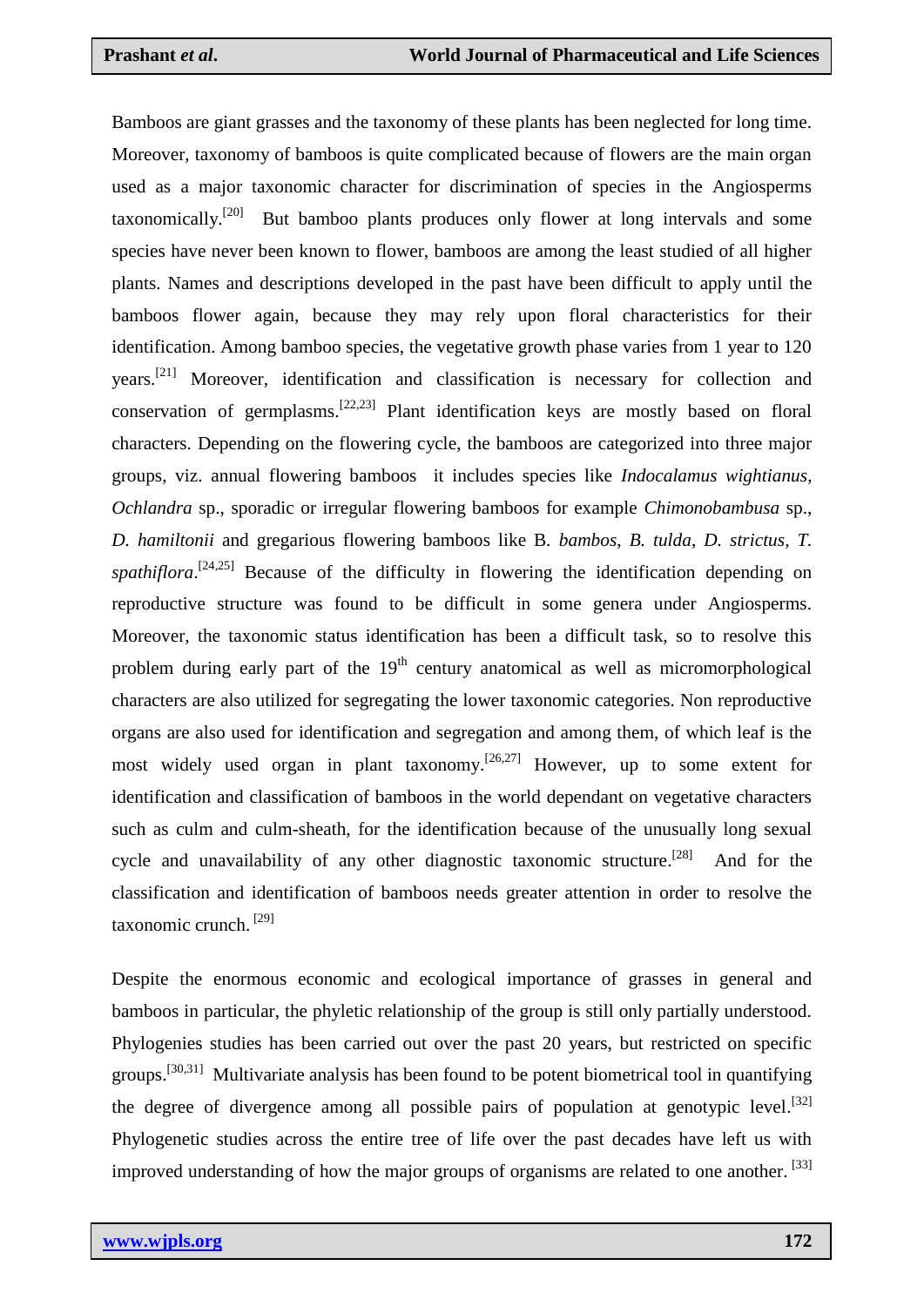Bamboos are giant grasses and the taxonomy of these plants has been neglected for long time. Moreover, taxonomy of bamboos is quite complicated because of flowers are the main organ used as a major taxonomic character for discrimination of species in the Angiosperms taxonomically.[20] But bamboo plants produces only flower at long intervals and some species have never been known to flower, bamboos are among the least studied of all higher plants. Names and descriptions developed in the past have been difficult to apply until the bamboos flower again, because they may rely upon floral characteristics for their identification. Among bamboo species, the vegetative growth phase varies from 1 year to 120 years.[21] Moreover, identification and classification is necessary for collection and conservation of germplasms.[22,23] Plant identification keys are mostly based on floral characters. Depending on the flowering cycle, the bamboos are categorized into three major groups, viz. annual flowering bamboos it includes species like *Indocalamus wightianus*, *Ochlandra* sp., sporadic or irregular flowering bamboos for example *Chimonobambusa* sp., *D. hamiltonii* and gregarious flowering bamboos like B. *bambos*, *B. tulda*, *D. strictus*, *T. spathiflora*.[24,25] Because of the difficulty in flowering the identification depending on reproductive structure was found to be difficult in some genera under Angiosperms. Moreover, the taxonomic status identification has been a difficult task, so to resolve this problem during early part of the 19th century anatomical as well as micromorphological characters are also utilized for segregating the lower taxonomic categories. Non reproductive organs are also used for identification and segregation and among them, of which leaf is the most widely used organ in plant taxonomy.[26,27] However, up to some extent for identification and classification of bamboos in the world dependant on vegetative characters such as culm and culm-sheath, for the identification because of the unusually long sexual cycle and unavailability of any other diagnostic taxonomic structure.[28] And for the classification and identification of bamboos needs greater attention in order to resolve the taxonomic crunch. [29]

Despite the enormous economic and ecological importance of grasses in general and bamboos in particular, the phyletic relationship of the group is still only partially understood. Phylogenies studies has been carried out over the past 20 years, but restricted on specific groups.[30,31] Multivariate analysis has been found to be potent biometrical tool in quantifying the degree of divergence among all possible pairs of population at genotypic level.[32] Phylogenetic studies across the entire tree of life over the past decades have left us with improved understanding of how the major groups of organisms are related to one another. [33]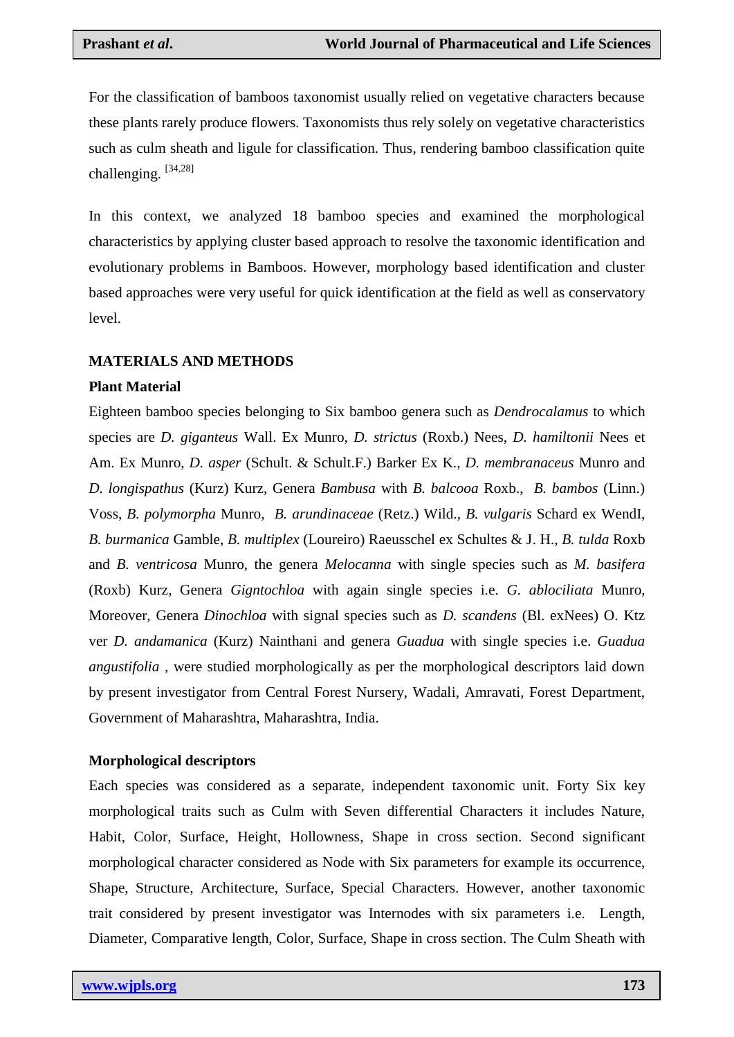For the classification of bamboos taxonomist usually relied on vegetative characters because these plants rarely produce flowers. Taxonomists thus rely solely on vegetative characteristics such as culm sheath and ligule for classification. Thus, rendering bamboo classification quite challenging. [34,28]

In this context, we analyzed 18 bamboo species and examined the morphological characteristics by applying cluster based approach to resolve the taxonomic identification and evolutionary problems in Bamboos. However, morphology based identification and cluster based approaches were very useful for quick identification at the field as well as conservatory level.

## MATERIALS AND METHODS

### Plant Material

Eighteen bamboo species belonging to Six bamboo genera such as *Dendrocalamus* to which species are *D. giganteus* Wall. Ex Munro, *D. strictus* (Roxb.) Nees, *D. hamiltonii* Nees et Am. Ex Munro, *D. asper* (Schult. & Schult.F.) Barker Ex K., *D. membranaceus* Munro and *D. longispathus* (Kurz) Kurz, Genera *Bambusa* with *B. balcooa* Roxb., *B. bambos* (Linn.) Voss, *B. polymorpha* Munro, *B. arundinaceae* (Retz.) Wild., *B. vulgaris* Schard ex WendI, *B. burmanica* Gamble, *B. multiplex* (Loureiro) Raeusschel ex Schultes & J. H., *B. tulda* Roxb and *B. ventricosa* Munro, the genera *Melocanna* with single species such as *M. basifera* (Roxb) Kurz, Genera *Gigntochloa* with again single species i.e. *G. albociliata* Munro, Moreover, Genera *Dinochloa* with signal species such as *D. scandens* (Bl. exNees) O. Ktz ver *D. andamanica* (Kurz) Nainthani and genera *Guadua* with single species i.e. *Guadua angustifolia* , were studied morphologically as per the morphological descriptors laid down by present investigator from Central Forest Nursery, Wadali, Amravati, Forest Department, Government of Maharashtra, Maharashtra, India.

### Morphological descriptors

Each species was considered as a separate, independent taxonomic unit. Forty Six key morphological traits such as Culm with Seven differential Characters it includes Nature, Habit, Color, Surface, Height, Hollowness, Shape in cross section. Second significant morphological character considered as Node with Six parameters for example its occurrence, Shape, Structure, Architecture, Surface, Special Characters. However, another taxonomic trait considered by present investigator was Internodes with six parameters i.e. Length, Diameter, Comparative length, Color, Surface, Shape in cross section. The Culm Sheath with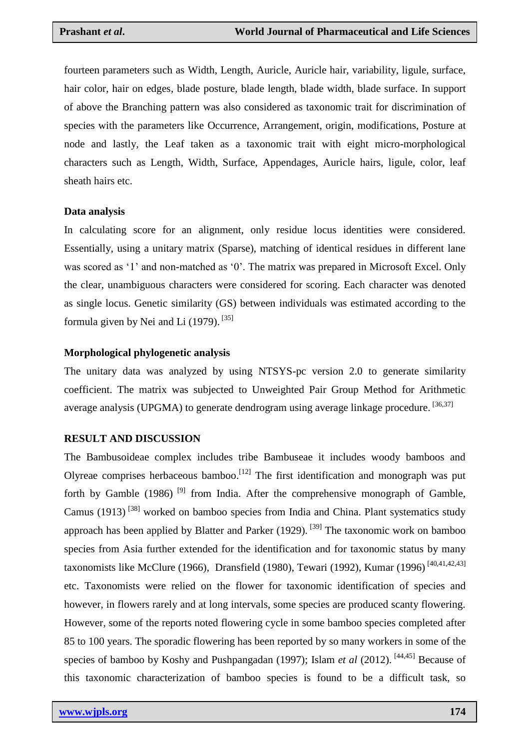fourteen parameters such as Width, Length, Auricle, Auricle hair, variability, ligule, surface, hair color, hair on edges, blade posture, blade length, blade width, blade surface. In support of above the Branching pattern was also considered as taxonomic trait for discrimination of species with the parameters like Occurrence, Arrangement, origin, modifications, Posture at node and lastly, the Leaf taken as a taxonomic trait with eight micro-morphological characters such as Length, Width, Surface, Appendages, Auricle hairs, ligule, color, leaf sheath hairs etc.

### Data analysis

In calculating score for an alignment, only residue locus identities were considered. Essentially, using a unitary matrix (Sparse), matching of identical residues in different lane was scored as '1' and non-matched as '0'. The matrix was prepared in Microsoft Excel. Only the clear, unambiguous characters were considered for scoring. Each character was denoted as single locus. Genetic similarity (GS) between individuals was estimated according to the formula given by Nei and Li (1979). [35]

### Morphological phylogenetic analysis

The unitary data was analyzed by using NTSYS-pc version 2.0 to generate similarity coefficient. The matrix was subjected to Unweighted Pair Group Method for Arithmetic average analysis (UPGMA) to generate dendrogram using average linkage procedure. [36,37]

## RESULT AND DISCUSSION

The Bambusoideae complex includes tribe Bambuseae it includes woody bamboos and Olyreae comprises herbaceous bamboo.[12] The first identification and monograph was put forth by Gamble (1986) [9] from India. After the comprehensive monograph of Gamble, Camus (1913) [38] worked on bamboo species from India and China. Plant systematics study approach has been applied by Blatter and Parker (1929). [39] The taxonomic work on bamboo species from Asia further extended for the identification and for taxonomic status by many taxonomists like McClure (1966), Dransfield (1980), Tewari (1992), Kumar (1996) [40,41,42,43] etc. Taxonomists were relied on the flower for taxonomic identification of species and however, in flowers rarely and at long intervals, some species are produced scanty flowering. However, some of the reports noted flowering cycle in some bamboo species completed after 85 to 100 years. The sporadic flowering has been reported by so many workers in some of the species of bamboo by Koshy and Pushpangadan (1997); Islam *et al* (2012). [44,45] Because of this taxonomic characterization of bamboo species is found to be a difficult task, so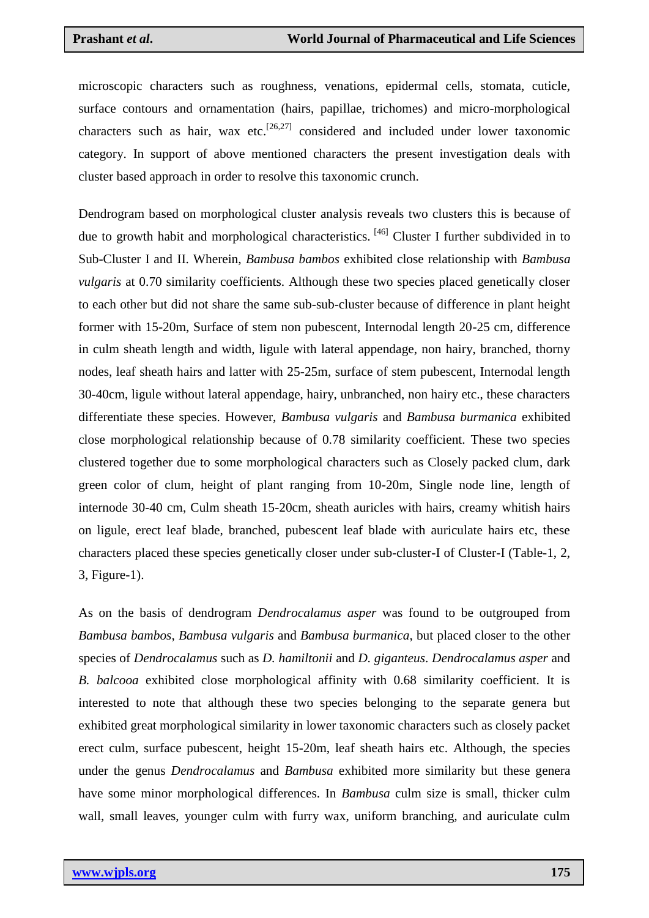microscopic characters such as roughness, venations, epidermal cells, stomata, cuticle, surface contours and ornamentation (hairs, papillae, trichomes) and micro-morphological characters such as hair, wax etc.[26,27] considered and included under lower taxonomic category. In support of above mentioned characters the present investigation deals with cluster based approach in order to resolve this taxonomic crunch.

Dendrogram based on morphological cluster analysis reveals two clusters this is because of due to growth habit and morphological characteristics. [46] Cluster I further subdivided in to Sub-Cluster I and II. Wherein, *Bambusa bambos* exhibited close relationship with *Bambusa vulgaris* at 0.70 similarity coefficients. Although these two species placed genetically closer to each other but did not share the same sub-sub-cluster because of difference in plant height former with 15-20m, Surface of stem non pubescent, Internodal length 20-25 cm, difference in culm sheath length and width, ligule with lateral appendage, non hairy, branched, thorny nodes, leaf sheath hairs and latter with 25-25m, surface of stem pubescent, Internodal length 30-40cm, ligule without lateral appendage, hairy, unbranched, non hairy etc., these characters differentiate these species. However, *Bambusa vulgaris* and *Bambusa burmanica* exhibited close morphological relationship because of 0.78 similarity coefficient. These two species clustered together due to some morphological characters such as Closely packed clum, dark green color of clum, height of plant ranging from 10-20m, Single node line, length of internode 30-40 cm, Culm sheath 15-20cm, sheath auricles with hairs, creamy whitish hairs on ligule, erect leaf blade, branched, pubescent leaf blade with auriculate hairs etc, these characters placed these species genetically closer under sub-cluster-I of Cluster-I (Table-1, 2, 3, Figure-1).

As on the basis of dendrogram *Dendrocalamus asper* was found to be outgrouped from *Bambusa bambos*, *Bambusa vulgaris* and *Bambusa burmanica*, but placed closer to the other species of *Dendrocalamus* such as *D. hamiltonii* and *D. giganteus*. *Dendrocalamus asper* and *B. balcooa* exhibited close morphological affinity with 0.68 similarity coefficient. It is interested to note that although these two species belonging to the separate genera but exhibited great morphological similarity in lower taxonomic characters such as closely packet erect culm, surface pubescent, height 15-20m, leaf sheath hairs etc. Although, the species under the genus *Dendrocalamus* and *Bambusa* exhibited more similarity but these genera have some minor morphological differences. In *Bambusa* culm size is small, thicker culm wall, small leaves, younger culm with furry wax, uniform branching, and auriculate culm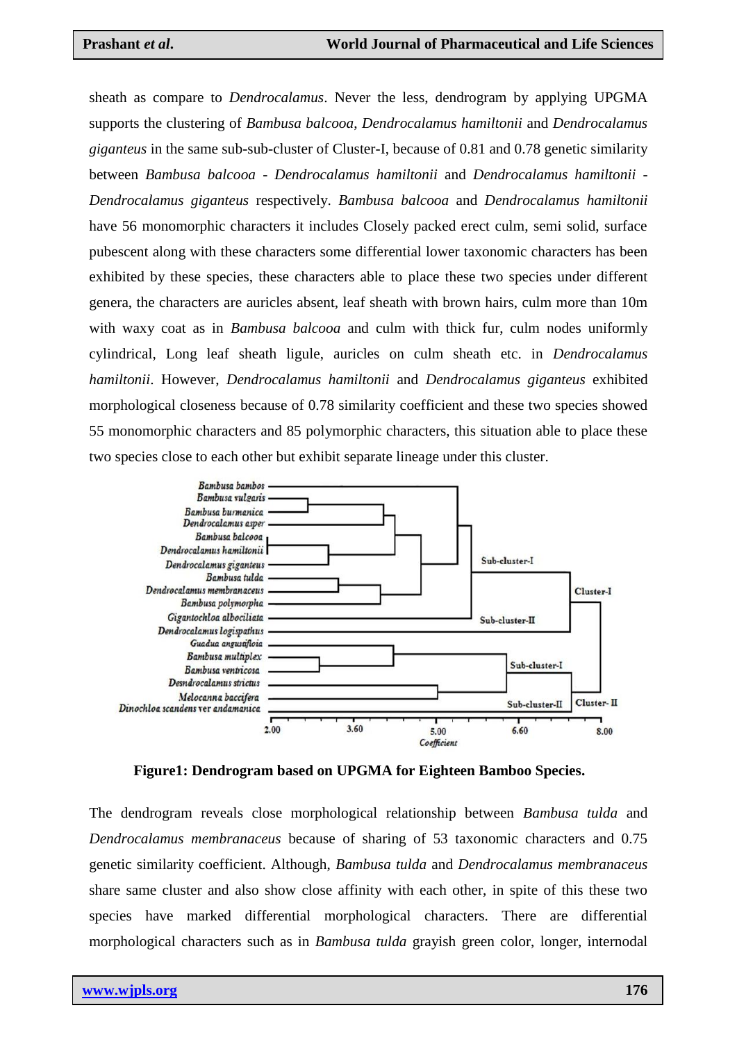sheath as compare to *Dendrocalamus*. Never the less, dendrogram by applying UPGMA supports the clustering of *Bambusa balcooa*, *Dendrocalamus hamiltonii* and *Dendrocalamus giganteus* in the same sub-sub-cluster of Cluster-I, because of 0.81 and 0.78 genetic similarity between *Bambusa balcooa* - *Dendrocalamus hamiltonii* and *Dendrocalamus hamiltonii* - *Dendrocalamus giganteus* respectively. *Bambusa balcooa* and *Dendrocalamus hamiltonii* have 56 monomorphic characters it includes Closely packed erect culm, semi solid, surface pubescent along with these characters some differential lower taxonomic characters has been exhibited by these species, these characters able to place these two species under different genera, the characters are auricles absent, leaf sheath with brown hairs, culm more than 10m with waxy coat as in *Bambusa balcooa* and culm with thick fur, culm nodes uniformly cylindrical, Long leaf sheath ligule, auricles on culm sheath etc. in *Dendrocalamus hamiltonii*. However, *Dendrocalamus hamiltonii* and *Dendrocalamus giganteus* exhibited morphological closeness because of 0.78 similarity coefficient and these two species showed 55 monomorphic characters and 85 polymorphic characters, this situation able to place these two species close to each other but exhibit separate lineage under this cluster.

**Figure1: Dendrogram based on UPGMA for Eighteen Bamboo Species.**

The dendrogram reveals close morphological relationship between *Bambusa tulda* and *Dendrocalamus membranaceus* because of sharing of 53 taxonomic characters and 0.75 genetic similarity coefficient. Although, *Bambusa tulda* and *Dendrocalamus membranaceus* share same cluster and also show close affinity with each other, in spite of this these two species have marked differential morphological characters. There are differential morphological characters such as in *Bambusa tulda* grayish green color, longer, internodal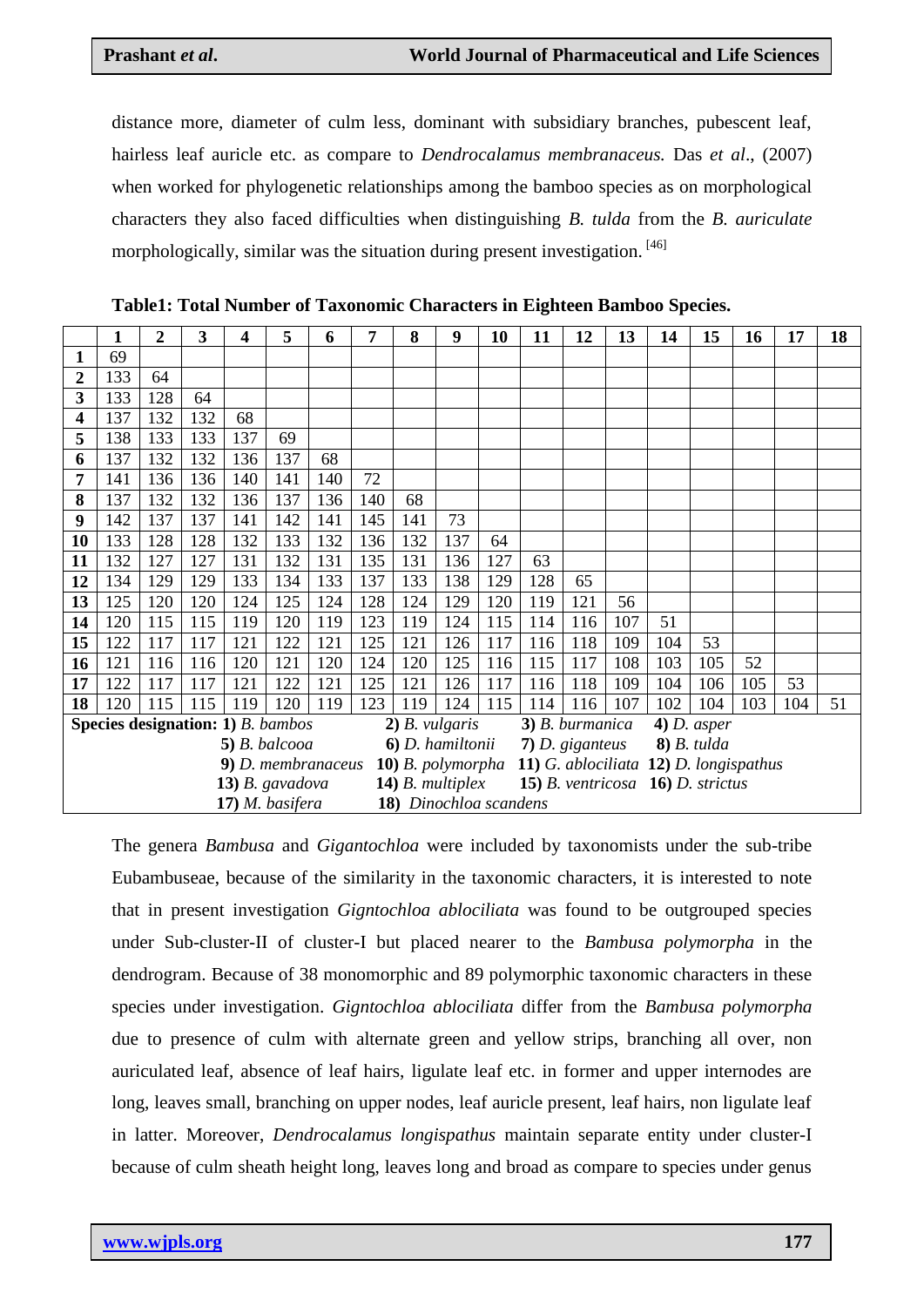distance more, diameter of culm less, dominant with subsidiary branches, pubescent leaf, hairless leaf auricle etc. as compare to *Dendrocalamus membranaceus.* Das *et al*., (2007) when worked for phylogenetic relationships among the bamboo species as on morphological characters they also faced difficulties when distinguishing *B. tulda* from the *B. auriculate* morphologically, similar was the situation during present investigation. [46]

**Table1: Total Number of Taxonomic Characters in Eighteen Bamboo Species.**

| | 1 | 2 | 3 | 4 | 5 | 6 | 7 | 8 | 9 | 10 | 11 | 12 | 13 | 14 | 15 | 16 | 17 | 18 |
|---|---|---|---|---|---|---|---|---|---|---|---|---|---|---|---|---|---|---|
| **1** | 69 | | | | | | | | | | | | | | | | | |
| **2** | 133 | 64 | | | | | | | | | | | | | | | | |
| **3** | 133 | 128 | 64 | | | | | | | | | | | | | | | |
| **4** | 137 | 132 | 132 | 68 | | | | | | | | | | | | | | |
| **5** | 138 | 133 | 133 | 137 | 69 | | | | | | | | | | | | | |
| **6** | 137 | 132 | 132 | 136 | 137 | 68 | | | | | | | | | | | | |
| **7** | 141 | 136 | 136 | 140 | 141 | 140 | 72 | | | | | | | | | | | |
| **8** | 137 | 132 | 132 | 136 | 137 | 136 | 140 | 68 | | | | | | | | | | |
| **9** | 142 | 137 | 137 | 141 | 142 | 141 | 145 | 141 | 73 | | | | | | | | | |
| **10** | 133 | 128 | 128 | 132 | 133 | 132 | 136 | 132 | 137 | 64 | | | | | | | | |
| **11** | 132 | 127 | 127 | 131 | 132 | 131 | 135 | 131 | 136 | 127 | 63 | | | | | | | |
| **12** | 134 | 129 | 129 | 133 | 134 | 133 | 137 | 133 | 138 | 129 | 128 | 65 | | | | | | |
| **13** | 125 | 120 | 120 | 124 | 125 | 124 | 128 | 124 | 129 | 120 | 119 | 121 | 56 | | | | | |
| **14** | 120 | 115 | 115 | 119 | 120 | 119 | 123 | 119 | 124 | 115 | 114 | 116 | 107 | 51 | | | | |
| **15** | 122 | 117 | 117 | 121 | 122 | 121 | 125 | 121 | 126 | 117 | 116 | 118 | 109 | 104 | 53 | | | |
| **16** | 121 | 116 | 116 | 120 | 121 | 120 | 124 | 120 | 125 | 116 | 115 | 117 | 108 | 103 | 105 | 52 | | |
| **17** | 122 | 117 | 117 | 121 | 122 | 121 | 125 | 121 | 126 | 117 | 116 | 118 | 109 | 104 | 106 | 105 | 53 | |
| **18** | 120 | 115 | 115 | 119 | 120 | 119 | 123 | 119 | 124 | 115 | 114 | 116 | 107 | 102 | 104 | 103 | 104 | 51 |

**Species designation: 1)** *B. bambos* **2)** *B. vulgaris* **3)** *B. burmanica* **4)** *D. asper* **5)** *B. balcooa* **6)** *D. hamiltonii* **7)** *D. giganteus* **8)** *B. tulda* **9)** *D. membranaceus* **10)** *B. polymorpha* **11)** *G. ablociliata* **12)** *D. longispathus* **13)** *B. gavadova* **14)** *B. multiplex* **15)** *B. ventricosa* **16)** *D. strictus* **17)** *M. basifera* **18)** *Dinochloa scandens*

The genera *Bambusa* and *Gigantochloa* were included by taxonomists under the sub-tribe Eubambuseae, because of the similarity in the taxonomic characters, it is interested to note that in present investigation *Gigntochloa ablociliata* was found to be outgrouped species under Sub-cluster-II of cluster-I but placed nearer to the *Bambusa polymorpha* in the dendrogram. Because of 38 monomorphic and 89 polymorphic taxonomic characters in these species under investigation. *Gigntochloa ablociliata* differ from the *Bambusa polymorpha* due to presence of culm with alternate green and yellow strips, branching all over, non auriculated leaf, absence of leaf hairs, ligulate leaf etc. in former and upper internodes are long, leaves small, branching on upper nodes, leaf auricle present, leaf hairs, non ligulate leaf in latter. Moreover, *Dendrocalamus longispathus* maintain separate entity under cluster-I because of culm sheath height long, leaves long and broad as compare to species under genus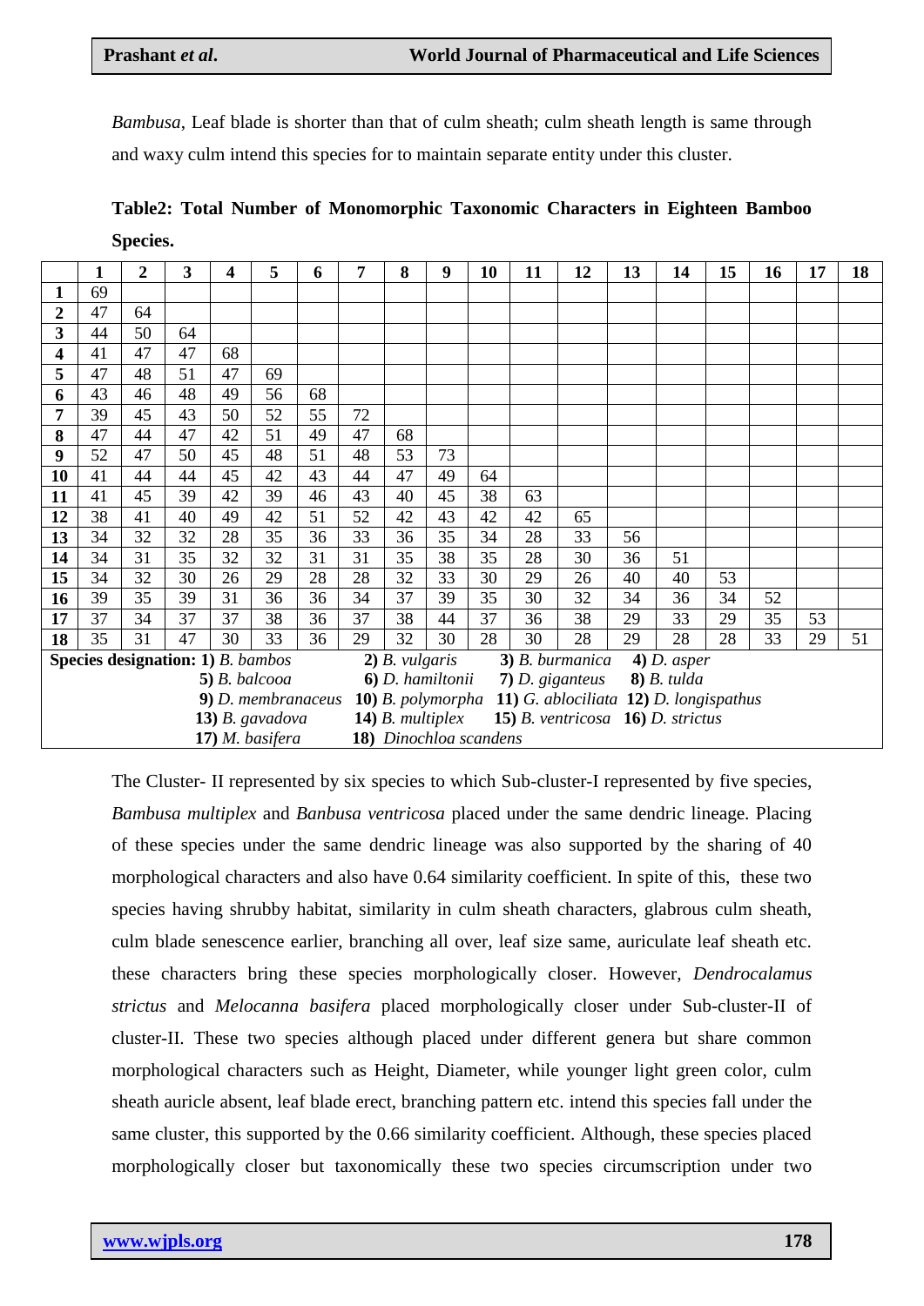*Bambusa*, Leaf blade is shorter than that of culm sheath; culm sheath length is same through and waxy culm intend this species for to maintain separate entity under this cluster.

**Table2: Total Number of Monomorphic Taxonomic Characters in Eighteen Bamboo Species.**

| | 1 | 2 | 3 | 4 | 5 | 6 | 7 | 8 | 9 | 10 | 11 | 12 | 13 | 14 | 15 | 16 | 17 | 18 |
|---|---|---|---|---|---|---|---|---|---|---|---|---|---|---|---|---|---|---|
| **1** | 69 | | | | | | | | | | | | | | | | | |
| **2** | 47 | 64 | | | | | | | | | | | | | | | | |
| **3** | 44 | 50 | 64 | | | | | | | | | | | | | | | |
| **4** | 41 | 47 | 47 | 68 | | | | | | | | | | | | | | |
| **5** | 47 | 48 | 51 | 47 | 69 | | | | | | | | | | | | | |
| **6** | 43 | 46 | 48 | 49 | 56 | 68 | | | | | | | | | | | | |
| **7** | 39 | 45 | 43 | 50 | 52 | 55 | 72 | | | | | | | | | | | |
| **8** | 47 | 44 | 47 | 42 | 51 | 49 | 47 | 68 | | | | | | | | | | |
| **9** | 52 | 47 | 50 | 45 | 48 | 51 | 48 | 53 | 73 | | | | | | | | | |
| **10** | 41 | 44 | 44 | 45 | 42 | 43 | 44 | 47 | 49 | 64 | | | | | | | | |
| **11** | 41 | 45 | 39 | 42 | 39 | 46 | 43 | 40 | 45 | 38 | 63 | | | | | | | |
| **12** | 38 | 41 | 40 | 49 | 42 | 51 | 52 | 42 | 43 | 42 | 42 | 65 | | | | | | |
| **13** | 34 | 32 | 32 | 28 | 35 | 36 | 33 | 36 | 35 | 34 | 28 | 33 | 56 | | | | | |
| **14** | 34 | 31 | 35 | 32 | 32 | 31 | 31 | 35 | 38 | 35 | 28 | 30 | 36 | 51 | | | | |
| **15** | 34 | 32 | 30 | 26 | 29 | 28 | 28 | 32 | 33 | 30 | 29 | 26 | 40 | 40 | 53 | | | |
| **16** | 39 | 35 | 39 | 31 | 36 | 36 | 34 | 37 | 39 | 35 | 30 | 32 | 34 | 36 | 34 | 52 | | |
| **17** | 37 | 34 | 37 | 37 | 38 | 36 | 37 | 38 | 44 | 37 | 36 | 38 | 29 | 33 | 29 | 35 | 53 | |
| **18** | 35 | 31 | 47 | 30 | 33 | 36 | 29 | 32 | 30 | 28 | 30 | 28 | 29 | 28 | 28 | 33 | 29 | 51 |

**Species designation: 1)** *B. bambos* **2)** *B. vulgaris* **3)** *B. burmanica* **4)** *D. asper* **5)** *B. balcooa* **6)** *D. hamiltonii* **7)** *D. giganteus* **8)** *B. tulda* **9)** *D. membranaceus* **10)** *B. polymorpha* **11)** *G. ablociliata* **12)** *D. longispathus* **13)** *B. gavadova* **14)** *B. multiplex* **15)** *B. ventricosa* **16)** *D. strictus* **17)** *M. basifera* **18)** *Dinochloa scandens*

The Cluster- II represented by six species to which Sub-cluster-I represented by five species, *Bambusa multiplex* and *Banbusa ventricosa* placed under the same dendric lineage. Placing of these species under the same dendric lineage was also supported by the sharing of 40 morphological characters and also have 0.64 similarity coefficient. In spite of this, these two species having shrubby habitat, similarity in culm sheath characters, glabrous culm sheath, culm blade senescence earlier, branching all over, leaf size same, auriculate leaf sheath etc. these characters bring these species morphologically closer. However, *Dendrocalamus strictus* and *Melocanna basifera* placed morphologically closer under Sub-cluster-II of cluster-II. These two species although placed under different genera but share common morphological characters such as Height, Diameter, while younger light green color, culm sheath auricle absent, leaf blade erect, branching pattern etc. intend this species fall under the same cluster, this supported by the 0.66 similarity coefficient. Although, these species placed morphologically closer but taxonomically these two species circumscription under two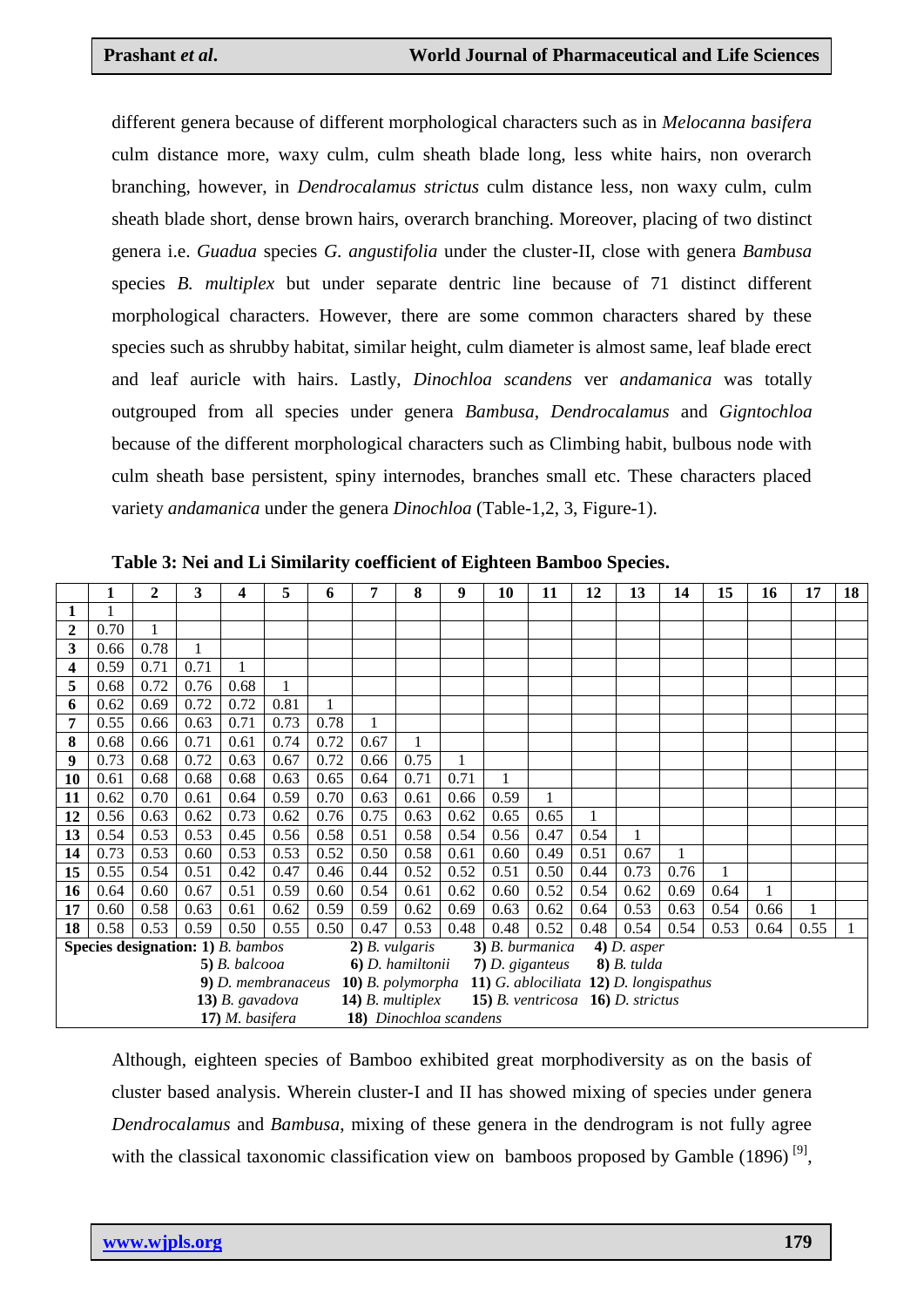different genera because of different morphological characters such as in *Melocanna basifera* culm distance more, waxy culm, culm sheath blade long, less white hairs, non overarch branching, however, in *Dendrocalamus strictus* culm distance less, non waxy culm, culm sheath blade short, dense brown hairs, overarch branching. Moreover, placing of two distinct genera i.e. *Guadua* species *G. angustifolia* under the cluster-II, close with genera *Bambusa* species *B. multiplex* but under separate dentric line because of 71 distinct different morphological characters. However, there are some common characters shared by these species such as shrubby habitat, similar height, culm diameter is almost same, leaf blade erect and leaf auricle with hairs. Lastly, *Dinochloa scandens* ver *andamanica* was totally outgrouped from all species under genera *Bambusa*, *Dendrocalamus* and *Gigntochloa* because of the different morphological characters such as Climbing habit, bulbous node with culm sheath base persistent, spiny internodes, branches small etc. These characters placed variety *andamanica* under the genera *Dinochloa* (Table-1,2, 3, Figure-1).

**Table 3: Nei and Li Similarity coefficient of Eighteen Bamboo Species.**

| | 1 | 2 | 3 | 4 | 5 | 6 | 7 | 8 | 9 | 10 | 11 | 12 | 13 | 14 | 15 | 16 | 17 | 18 |
|---|---|---|---|---|---|---|---|---|---|---|---|---|---|---|---|---|---|---|
| **1** | 1 | | | | | | | | | | | | | | | | | |
| **2** | 0.70 | 1 | | | | | | | | | | | | | | | | |
| **3** | 0.66 | 0.78 | 1 | | | | | | | | | | | | | | | |
| **4** | 0.59 | 0.71 | 0.71 | 1 | | | | | | | | | | | | | | |
| **5** | 0.68 | 0.72 | 0.76 | 0.68 | 1 | | | | | | | | | | | | | |
| **6** | 0.62 | 0.69 | 0.72 | 0.72 | 0.81 | 1 | | | | | | | | | | | | |
| **7** | 0.55 | 0.66 | 0.63 | 0.71 | 0.73 | 0.78 | 1 | | | | | | | | | | | |
| **8** | 0.68 | 0.66 | 0.71 | 0.61 | 0.74 | 0.72 | 0.67 | 1 | | | | | | | | | | |
| **9** | 0.73 | 0.68 | 0.72 | 0.63 | 0.67 | 0.72 | 0.66 | 0.75 | 1 | | | | | | | | | |
| **10** | 0.61 | 0.68 | 0.68 | 0.68 | 0.63 | 0.65 | 0.64 | 0.71 | 0.71 | 1 | | | | | | | | |
| **11** | 0.62 | 0.70 | 0.61 | 0.64 | 0.59 | 0.70 | 0.63 | 0.61 | 0.66 | 0.59 | 1 | | | | | | | |
| **12** | 0.56 | 0.63 | 0.62 | 0.73 | 0.62 | 0.76 | 0.75 | 0.63 | 0.62 | 0.65 | 0.65 | 1 | | | | | | |
| **13** | 0.54 | 0.53 | 0.53 | 0.45 | 0.56 | 0.58 | 0.51 | 0.58 | 0.54 | 0.56 | 0.47 | 0.54 | 1 | | | | | |
| **14** | 0.73 | 0.53 | 0.60 | 0.53 | 0.53 | 0.52 | 0.50 | 0.58 | 0.61 | 0.60 | 0.49 | 0.51 | 0.67 | 1 | | | | |
| **15** | 0.55 | 0.54 | 0.51 | 0.42 | 0.47 | 0.46 | 0.44 | 0.52 | 0.52 | 0.51 | 0.50 | 0.44 | 0.73 | 0.76 | 1 | | | |
| **16** | 0.64 | 0.60 | 0.67 | 0.51 | 0.59 | 0.60 | 0.54 | 0.61 | 0.62 | 0.60 | 0.52 | 0.54 | 0.62 | 0.69 | 0.64 | 1 | | |
| **17** | 0.60 | 0.58 | 0.63 | 0.61 | 0.62 | 0.59 | 0.59 | 0.62 | 0.69 | 0.63 | 0.62 | 0.64 | 0.53 | 0.63 | 0.54 | 0.66 | 1 | |
| **18** | 0.58 | 0.53 | 0.59 | 0.50 | 0.55 | 0.50 | 0.47 | 0.53 | 0.48 | 0.48 | 0.52 | 0.48 | 0.54 | 0.54 | 0.53 | 0.64 | 0.55 | 1 |

**Species designation: 1)** *B. bambos* **2)** *B. vulgaris* **3)** *B. burmanica* **4)** *D. asper* **5)** *B. balcooa* **6)** *D. hamiltonii* **7)** *D. giganteus* **8)** *B. tulda* **9)** *D. membranaceus* **10)** *B. polymorpha* **11)** *G. ablociliata* **12)** *D. longispathus* **13)** *B. gavadova* **14)** *B. multiplex* **15)** *B. ventricosa* **16)** *D. strictus* **17)** *M. basifera* **18)** *Dinochloa scandens*

Although, eighteen species of Bamboo exhibited great morphodiversity as on the basis of cluster based analysis. Wherein cluster-I and II has showed mixing of species under genera *Dendrocalamus* and *Bambusa*, mixing of these genera in the dendrogram is not fully agree with the classical taxonomic classification view on bamboos proposed by Gamble (1896) [9],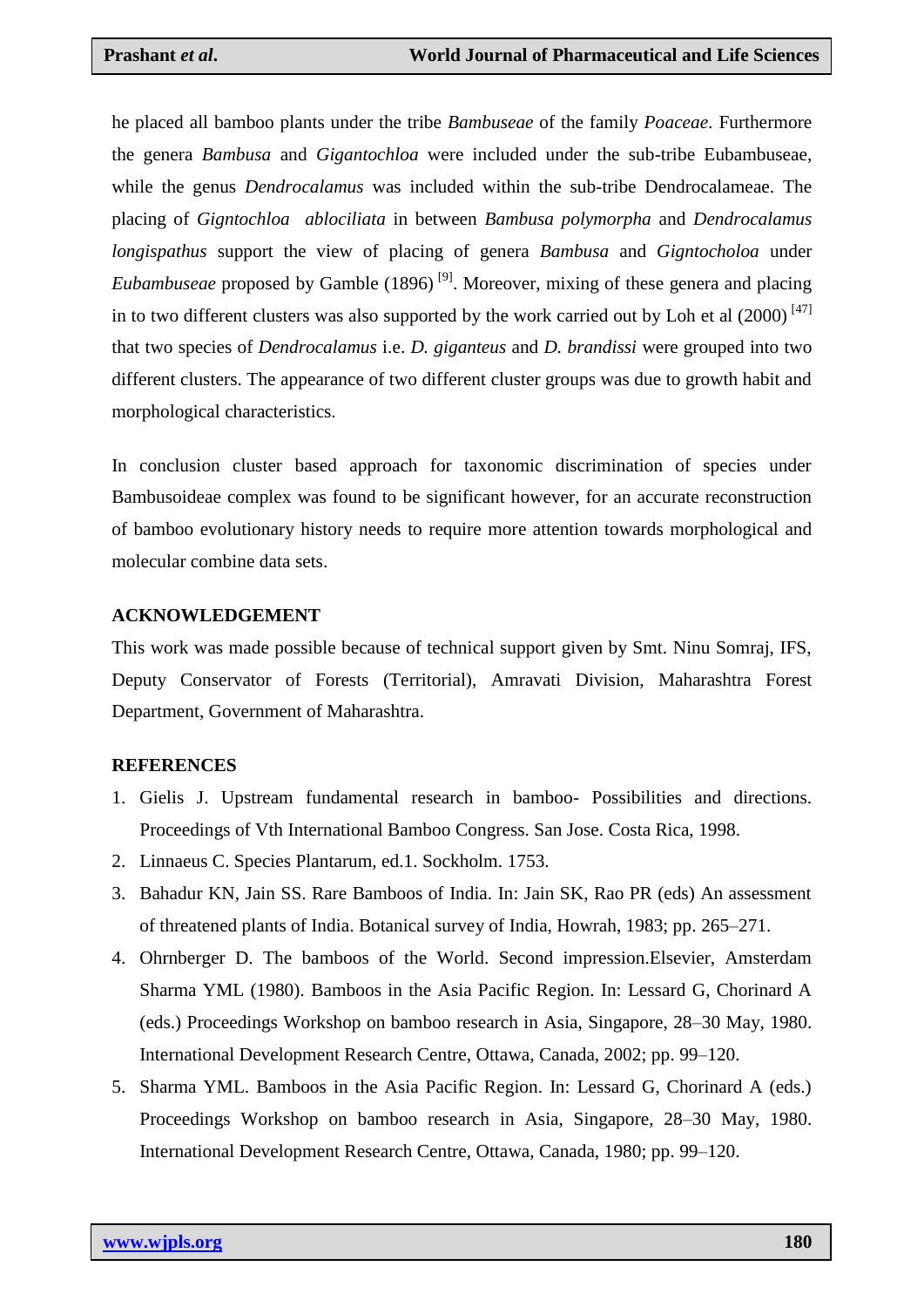he placed all bamboo plants under the tribe *Bambuseae* of the family *Poaceae*. Furthermore the genera *Bambusa* and *Gigantochloa* were included under the sub-tribe Eubambuseae, while the genus *Dendrocalamus* was included within the sub-tribe Dendrocalameae. The placing of *Gigntochloa ablociliata* in between *Bambusa polymorpha* and *Dendrocalamus longispathus* support the view of placing of genera *Bambusa* and *Gigntocholoa* under *Eubambuseae* proposed by Gamble (1896) [9]. Moreover, mixing of these genera and placing in to two different clusters was also supported by the work carried out by Loh et al (2000) [47] that two species of *Dendrocalamus* i.e. *D. giganteus* and *D. brandissi* were grouped into two different clusters. The appearance of two different cluster groups was due to growth habit and morphological characteristics.

In conclusion cluster based approach for taxonomic discrimination of species under Bambusoideae complex was found to be significant however, for an accurate reconstruction of bamboo evolutionary history needs to require more attention towards morphological and molecular combine data sets.

## ACKNOWLEDGEMENT

This work was made possible because of technical support given by Smt. Ninu Somraj, IFS, Deputy Conservator of Forests (Territorial), Amravati Division, Maharashtra Forest Department, Government of Maharashtra.

## REFERENCES

1. Gielis J. Upstream fundamental research in bamboo- Possibilities and directions. Proceedings of Vth International Bamboo Congress. San Jose. Costa Rica, 1998.
2. Linnaeus C. Species Plantarum, ed.1. Sockholm. 1753.
3. Bahadur KN, Jain SS. Rare Bamboos of India. In: Jain SK, Rao PR (eds) An assessment of threatened plants of India. Botanical survey of India, Howrah, 1983; pp. 265–271.
4. Ohrnberger D. The bamboos of the World. Second impression.Elsevier, Amsterdam Sharma YML (1980). Bamboos in the Asia Pacific Region. In: Lessard G, Chorinard A (eds.) Proceedings Workshop on bamboo research in Asia, Singapore, 28–30 May, 1980. International Development Research Centre, Ottawa, Canada, 2002; pp. 99–120.
5. Sharma YML. Bamboos in the Asia Pacific Region. In: Lessard G, Chorinard A (eds.) Proceedings Workshop on bamboo research in Asia, Singapore, 28–30 May, 1980. International Development Research Centre, Ottawa, Canada, 1980; pp. 99–120.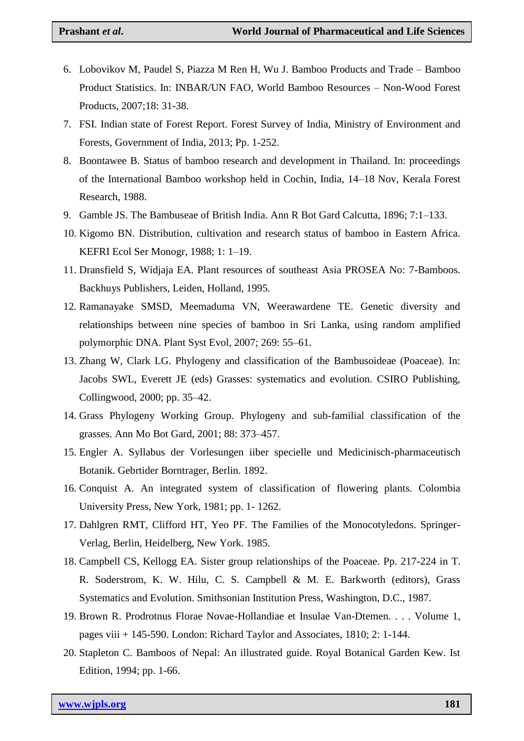6. Lobovikov M, Paudel S, Piazza M Ren H, Wu J. Bamboo Products and Trade – Bamboo Product Statistics. In: INBAR/UN FAO, World Bamboo Resources – Non-Wood Forest Products, 2007;18: 31-38.
7. FSI. Indian state of Forest Report. Forest Survey of India, Ministry of Environment and Forests, Government of India, 2013; Pp. 1-252.
8. Boontawee B. Status of bamboo research and development in Thailand. In: proceedings of the International Bamboo workshop held in Cochin, India, 14–18 Nov, Kerala Forest Research, 1988.
9. Gamble JS. The Bambuseae of British India. Ann R Bot Gard Calcutta, 1896; 7:1–133.
10. Kigomo BN. Distribution, cultivation and research status of bamboo in Eastern Africa. KEFRI Ecol Ser Monogr, 1988; 1: 1–19.
11. Dransfield S, Widjaja EA. Plant resources of southeast Asia PROSEA No: 7-Bamboos. Backhuys Publishers, Leiden, Holland, 1995.
12. Ramanayake SMSD, Meemaduma VN, Weerawardene TE. Genetic diversity and relationships between nine species of bamboo in Sri Lanka, using random amplified polymorphic DNA. Plant Syst Evol, 2007; 269: 55–61.
13. Zhang W, Clark LG. Phylogeny and classification of the Bambusoideae (Poaceae). In: Jacobs SWL, Everett JE (eds) Grasses: systematics and evolution. CSIRO Publishing, Collingwood, 2000; pp. 35–42.
14. Grass Phylogeny Working Group. Phylogeny and sub-familial classification of the grasses. Ann Mo Bot Gard, 2001; 88: 373–457.
15. Engler A. Syllabus der Vorlesungen iiber specielle und Medicinisch-pharmaceutisch Botanik. Gebrtider Borntrager, Berlin. 1892.
16. Conquist A. An integrated system of classification of flowering plants. Colombia University Press, New York, 1981; pp. 1- 1262.
17. Dahlgren RMT, Clifford HT, Yeo PF. The Families of the Monocotyledons. Springer-Verlag, Berlin, Heidelberg, New York. 1985.
18. Campbell CS, Kellogg EA. Sister group relationships of the Poaceae. Pp. 217-224 in T. R. Soderstrom, K. W. Hilu, C. S. Campbell & M. E. Barkworth (editors), Grass Systematics and Evolution. Smithsonian Institution Press, Washington, D.C., 1987.
19. Brown R. Prodrotnus Florae Novae-Hollandiae et Insulae Van-Dtemen. . . . Volume 1, pages viii + 145-590. London: Richard Taylor and Associates, 1810; 2: 1-144.
20. Stapleton C. Bamboos of Nepal: An illustrated guide. Royal Botanical Garden Kew. Ist Edition, 1994; pp. 1-66.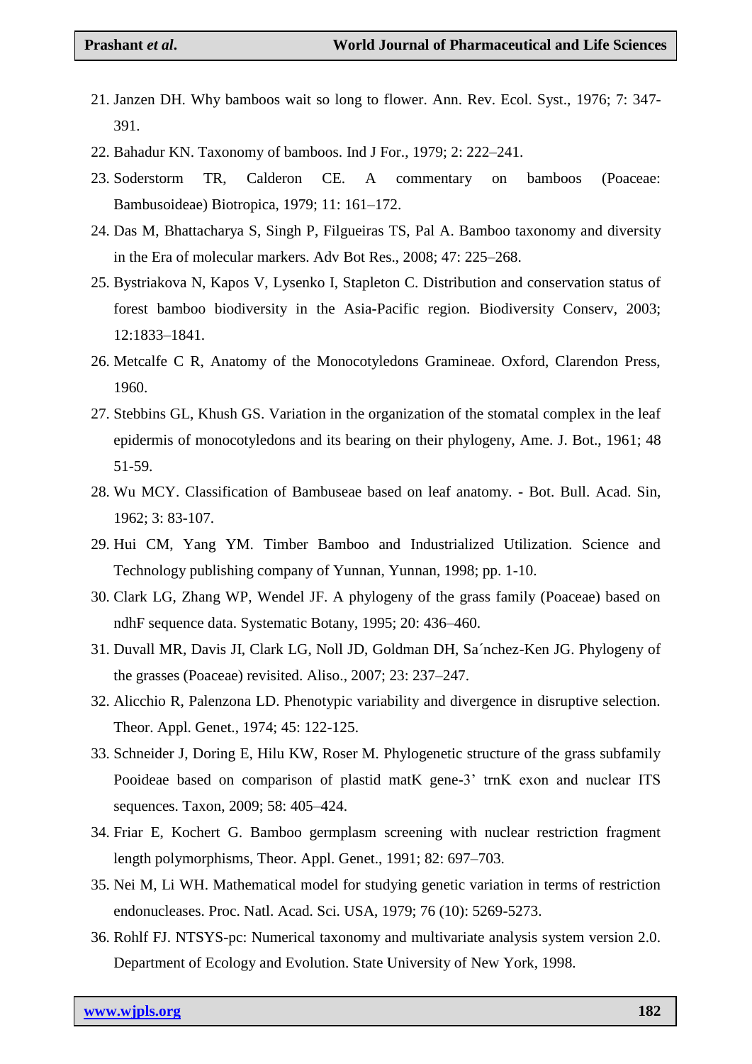21. Janzen DH. Why bamboos wait so long to flower. Ann. Rev. Ecol. Syst., 1976; 7: 347-391.
22. Bahadur KN. Taxonomy of bamboos. Ind J For., 1979; 2: 222–241.
23. Soderstorm TR, Calderon CE. A commentary on bamboos (Poaceae: Bambusoideae) Biotropica, 1979; 11: 161–172.
24. Das M, Bhattacharya S, Singh P, Filgueiras TS, Pal A. Bamboo taxonomy and diversity in the Era of molecular markers. Adv Bot Res., 2008; 47: 225–268.
25. Bystriakova N, Kapos V, Lysenko I, Stapleton C. Distribution and conservation status of forest bamboo biodiversity in the Asia-Pacific region. Biodiversity Conserv, 2003; 12:1833–1841.
26. Metcalfe C R, Anatomy of the Monocotyledons Gramineae. Oxford, Clarendon Press, 1960.
27. Stebbins GL, Khush GS. Variation in the organization of the stomatal complex in the leaf epidermis of monocotyledons and its bearing on their phylogeny, Ame. J. Bot., 1961; 48 51-59.
28. Wu MCY. Classification of Bambuseae based on leaf anatomy. - Bot. Bull. Acad. Sin, 1962; 3: 83-107.
29. Hui CM, Yang YM. Timber Bamboo and Industrialized Utilization. Science and Technology publishing company of Yunnan, Yunnan, 1998; pp. 1-10.
30. Clark LG, Zhang WP, Wendel JF. A phylogeny of the grass family (Poaceae) based on ndhF sequence data. Systematic Botany, 1995; 20: 436–460.
31. Duvall MR, Davis JI, Clark LG, Noll JD, Goldman DH, Sa´nchez-Ken JG. Phylogeny of the grasses (Poaceae) revisited. Aliso., 2007; 23: 237–247.
32. Alicchio R, Palenzona LD. Phenotypic variability and divergence in disruptive selection. Theor. Appl. Genet., 1974; 45: 122-125.
33. Schneider J, Doring E, Hilu KW, Roser M. Phylogenetic structure of the grass subfamily Pooideae based on comparison of plastid matK gene-3' trnK exon and nuclear ITS sequences. Taxon, 2009; 58: 405–424.
34. Friar E, Kochert G. Bamboo germplasm screening with nuclear restriction fragment length polymorphisms, Theor. Appl. Genet., 1991; 82: 697–703.
35. Nei M, Li WH. Mathematical model for studying genetic variation in terms of restriction endonucleases. Proc. Natl. Acad. Sci. USA, 1979; 76 (10): 5269-5273.
36. Rohlf FJ. NTSYS-pc: Numerical taxonomy and multivariate analysis system version 2.0. Department of Ecology and Evolution. State University of New York, 1998.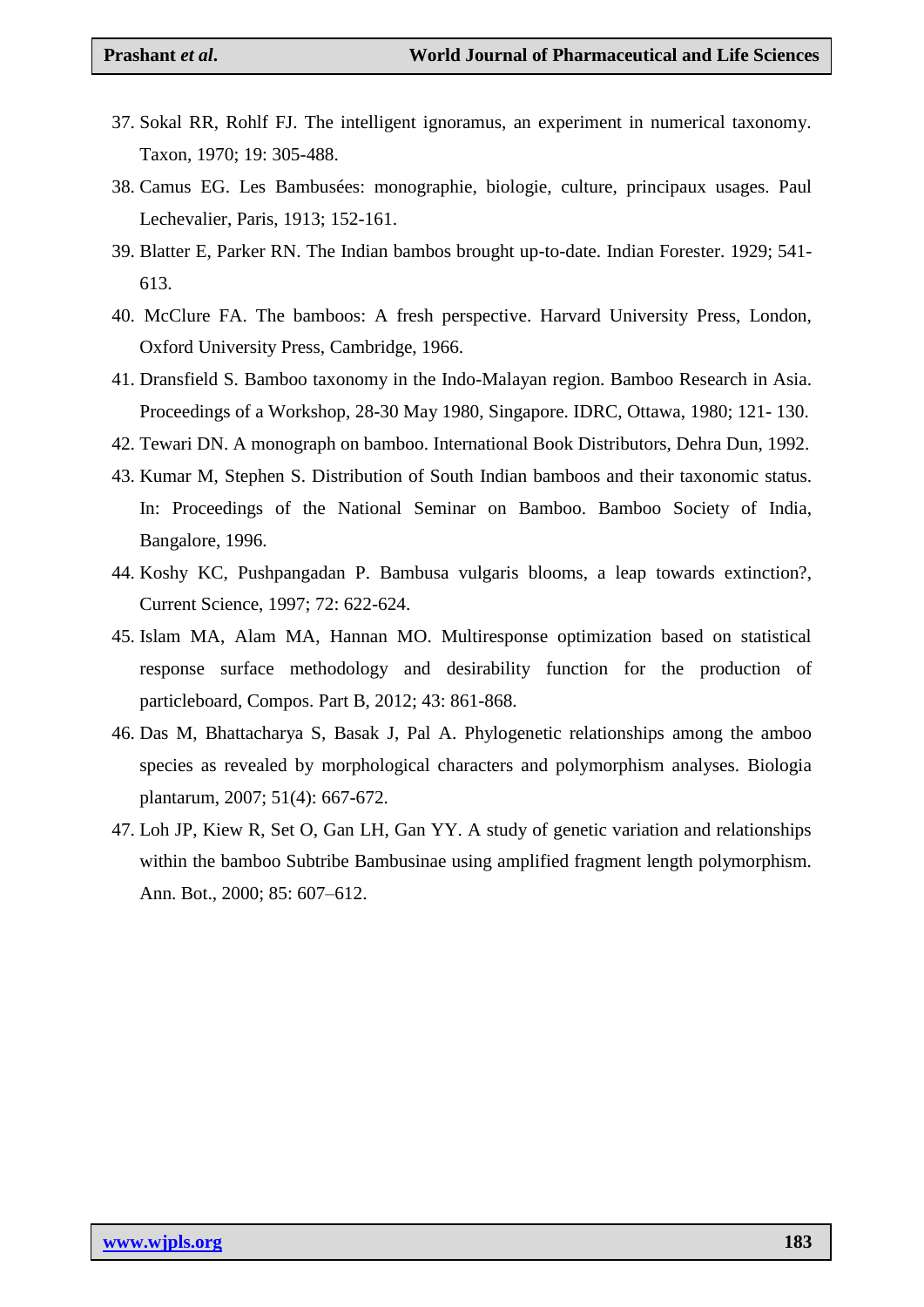37. Sokal RR, Rohlf FJ. The intelligent ignoramus, an experiment in numerical taxonomy. Taxon, 1970; 19: 305-488.
38. Camus EG. Les Bambusées: monographie, biologie, culture, principaux usages. Paul Lechevalier, Paris, 1913; 152-161.
39. Blatter E, Parker RN. The Indian bambos brought up-to-date. Indian Forester. 1929; 541-613.
40. McClure FA. The bamboos: A fresh perspective. Harvard University Press, London, Oxford University Press, Cambridge, 1966.
41. Dransfield S. Bamboo taxonomy in the Indo-Malayan region. Bamboo Research in Asia. Proceedings of a Workshop, 28-30 May 1980, Singapore. IDRC, Ottawa, 1980; 121- 130.
42. Tewari DN. A monograph on bamboo. International Book Distributors, Dehra Dun, 1992.
43. Kumar M, Stephen S. Distribution of South Indian bamboos and their taxonomic status. In: Proceedings of the National Seminar on Bamboo. Bamboo Society of India, Bangalore, 1996.
44. Koshy KC, Pushpangadan P. Bambusa vulgaris blooms, a leap towards extinction?, Current Science, 1997; 72: 622-624.
45. Islam MA, Alam MA, Hannan MO. Multiresponse optimization based on statistical response surface methodology and desirability function for the production of particleboard, Compos. Part B, 2012; 43: 861-868.
46. Das M, Bhattacharya S, Basak J, Pal A. Phylogenetic relationships among the amboo species as revealed by morphological characters and polymorphism analyses. Biologia plantarum, 2007; 51(4): 667-672.
47. Loh JP, Kiew R, Set O, Gan LH, Gan YY. A study of genetic variation and relationships within the bamboo Subtribe Bambusinae using amplified fragment length polymorphism. Ann. Bot., 2000; 85: 607–612.